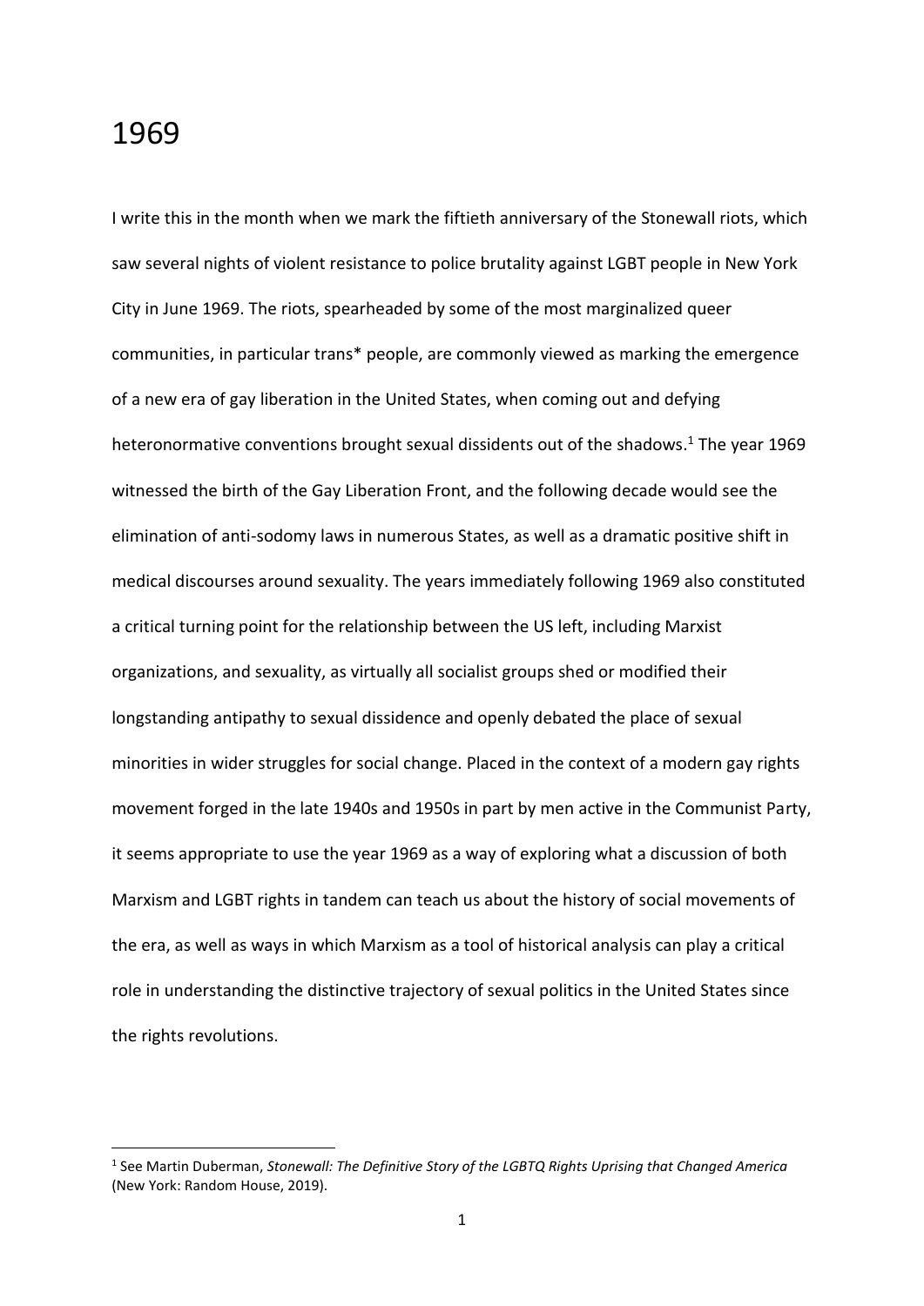# 1969

I write this in the month when we mark the fiftieth anniversary of the Stonewall riots, which saw several nights of violent resistance to police brutality against LGBT people in New York City in June 1969. The riots, spearheaded by some of the most marginalized queer communities, in particular trans* people, are commonly viewed as marking the emergence of a new era of gay liberation in the United States, when coming out and defying heteronormative conventions brought sexual dissidents out of the shadows.[1] The year 1969 witnessed the birth of the Gay Liberation Front, and the following decade would see the elimination of anti-sodomy laws in numerous States, as well as a dramatic positive shift in medical discourses around sexuality. The years immediately following 1969 also constituted a critical turning point for the relationship between the US left, including Marxist organizations, and sexuality, as virtually all socialist groups shed or modified their longstanding antipathy to sexual dissidence and openly debated the place of sexual minorities in wider struggles for social change. Placed in the context of a modern gay rights movement forged in the late 1940s and 1950s in part by men active in the Communist Party, it seems appropriate to use the year 1969 as a way of exploring what a discussion of both Marxism and LGBT rights in tandem can teach us about the history of social movements of the era, as well as ways in which Marxism as a tool of historical analysis can play a critical role in understanding the distinctive trajectory of sexual politics in the United States since the rights revolutions.

---

[1] See Martin Duberman, *Stonewall: The Definitive Story of the LGBTQ Rights Uprising that Changed America* (New York: Random House, 2019).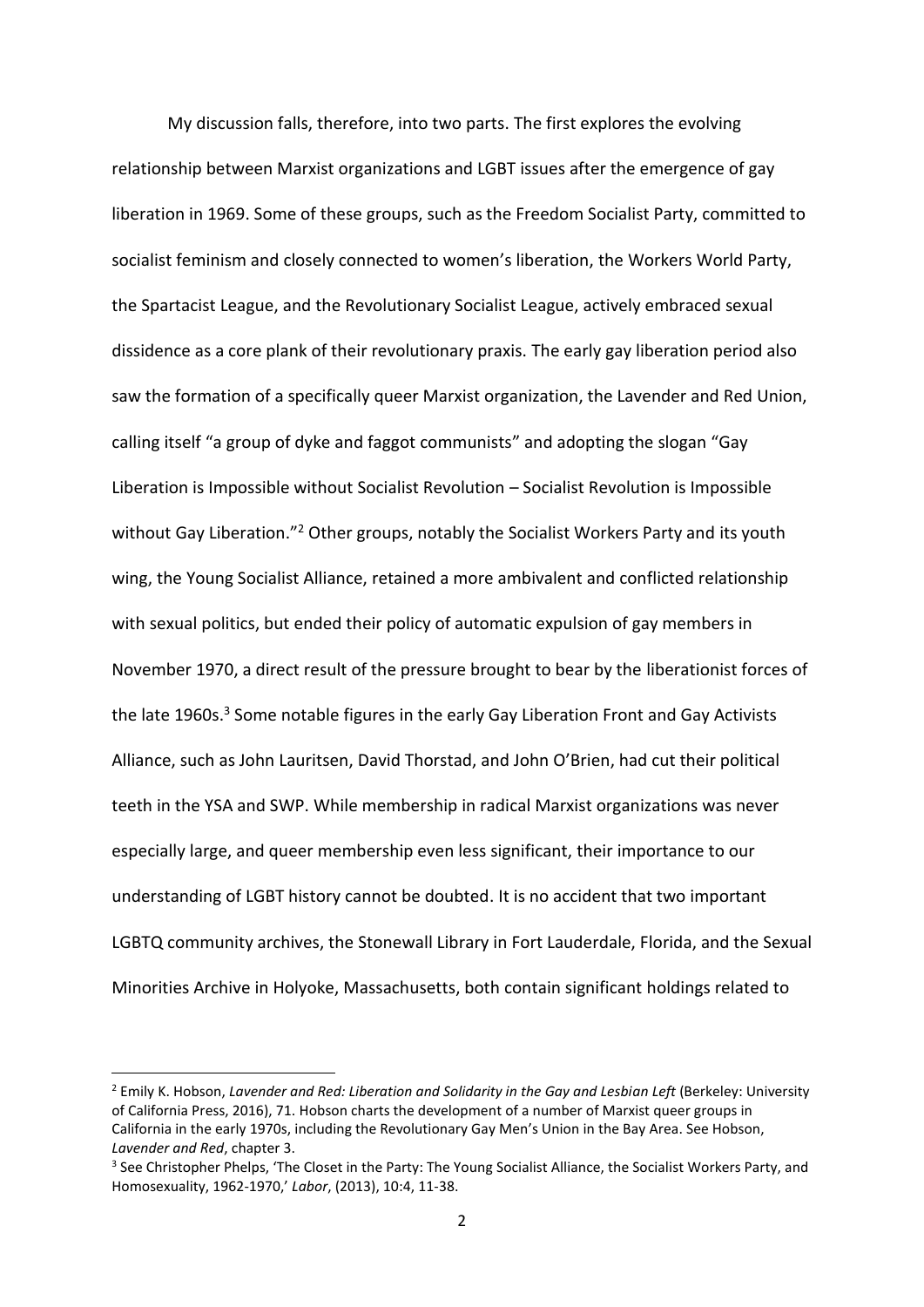My discussion falls, therefore, into two parts. The first explores the evolving relationship between Marxist organizations and LGBT issues after the emergence of gay liberation in 1969. Some of these groups, such as the Freedom Socialist Party, committed to socialist feminism and closely connected to women's liberation, the Workers World Party, the Spartacist League, and the Revolutionary Socialist League, actively embraced sexual dissidence as a core plank of their revolutionary praxis. The early gay liberation period also saw the formation of a specifically queer Marxist organization, the Lavender and Red Union, calling itself "a group of dyke and faggot communists" and adopting the slogan "Gay Liberation is Impossible without Socialist Revolution – Socialist Revolution is Impossible without Gay Liberation."[2] Other groups, notably the Socialist Workers Party and its youth wing, the Young Socialist Alliance, retained a more ambivalent and conflicted relationship with sexual politics, but ended their policy of automatic expulsion of gay members in November 1970, a direct result of the pressure brought to bear by the liberationist forces of the late 1960s.[3] Some notable figures in the early Gay Liberation Front and Gay Activists Alliance, such as John Lauritsen, David Thorstad, and John O'Brien, had cut their political teeth in the YSA and SWP. While membership in radical Marxist organizations was never especially large, and queer membership even less significant, their importance to our understanding of LGBT history cannot be doubted. It is no accident that two important LGBTQ community archives, the Stonewall Library in Fort Lauderdale, Florida, and the Sexual Minorities Archive in Holyoke, Massachusetts, both contain significant holdings related to

---

[2] Emily K. Hobson, *Lavender and Red: Liberation and Solidarity in the Gay and Lesbian Left* (Berkeley: University of California Press, 2016), 71. Hobson charts the development of a number of Marxist queer groups in California in the early 1970s, including the Revolutionary Gay Men's Union in the Bay Area. See Hobson, *Lavender and Red*, chapter 3.

[3] See Christopher Phelps, 'The Closet in the Party: The Young Socialist Alliance, the Socialist Workers Party, and Homosexuality, 1962-1970,' *Labor*, (2013), 10:4, 11-38.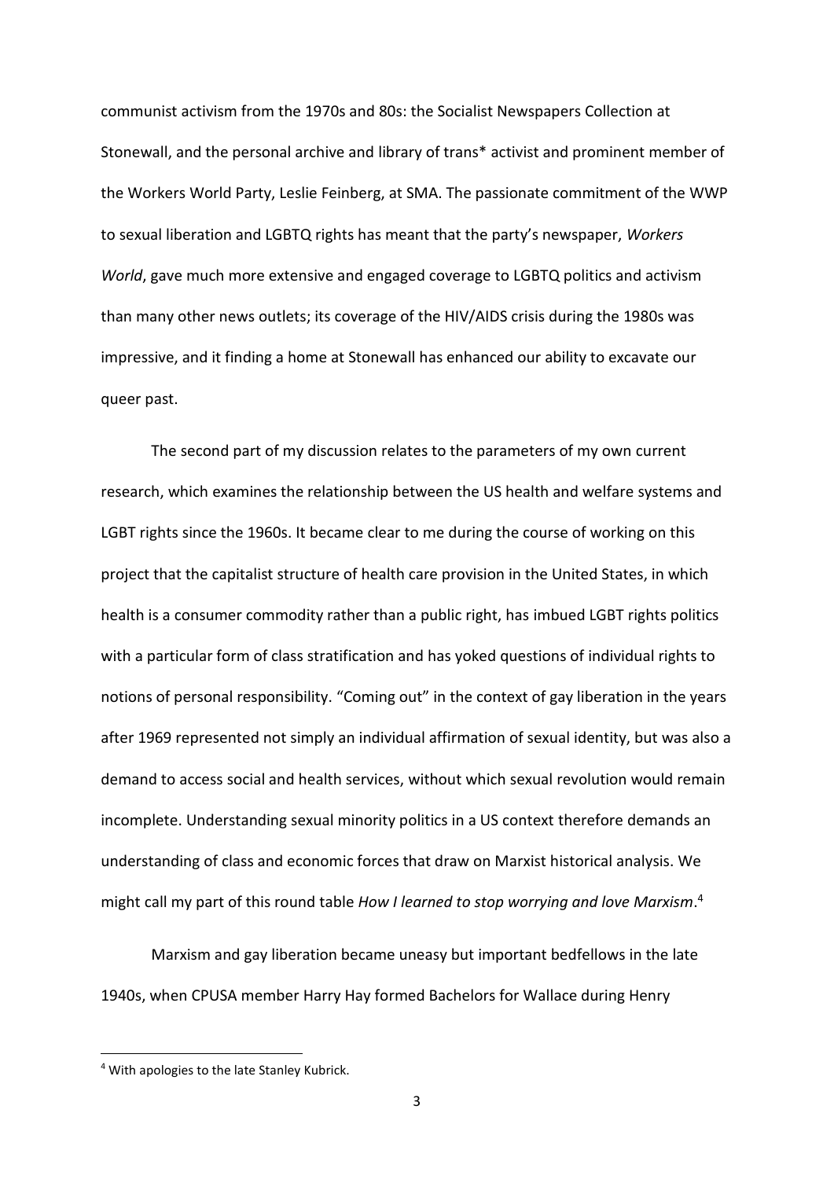communist activism from the 1970s and 80s: the Socialist Newspapers Collection at Stonewall, and the personal archive and library of trans* activist and prominent member of the Workers World Party, Leslie Feinberg, at SMA. The passionate commitment of the WWP to sexual liberation and LGBTQ rights has meant that the party's newspaper, *Workers World*, gave much more extensive and engaged coverage to LGBTQ politics and activism than many other news outlets; its coverage of the HIV/AIDS crisis during the 1980s was impressive, and it finding a home at Stonewall has enhanced our ability to excavate our queer past.

The second part of my discussion relates to the parameters of my own current research, which examines the relationship between the US health and welfare systems and LGBT rights since the 1960s. It became clear to me during the course of working on this project that the capitalist structure of health care provision in the United States, in which health is a consumer commodity rather than a public right, has imbued LGBT rights politics with a particular form of class stratification and has yoked questions of individual rights to notions of personal responsibility. "Coming out" in the context of gay liberation in the years after 1969 represented not simply an individual affirmation of sexual identity, but was also a demand to access social and health services, without which sexual revolution would remain incomplete. Understanding sexual minority politics in a US context therefore demands an understanding of class and economic forces that draw on Marxist historical analysis. We might call my part of this round table *How I learned to stop worrying and love Marxism*.[4]

Marxism and gay liberation became uneasy but important bedfellows in the late 1940s, when CPUSA member Harry Hay formed Bachelors for Wallace during Henry

[4] With apologies to the late Stanley Kubrick.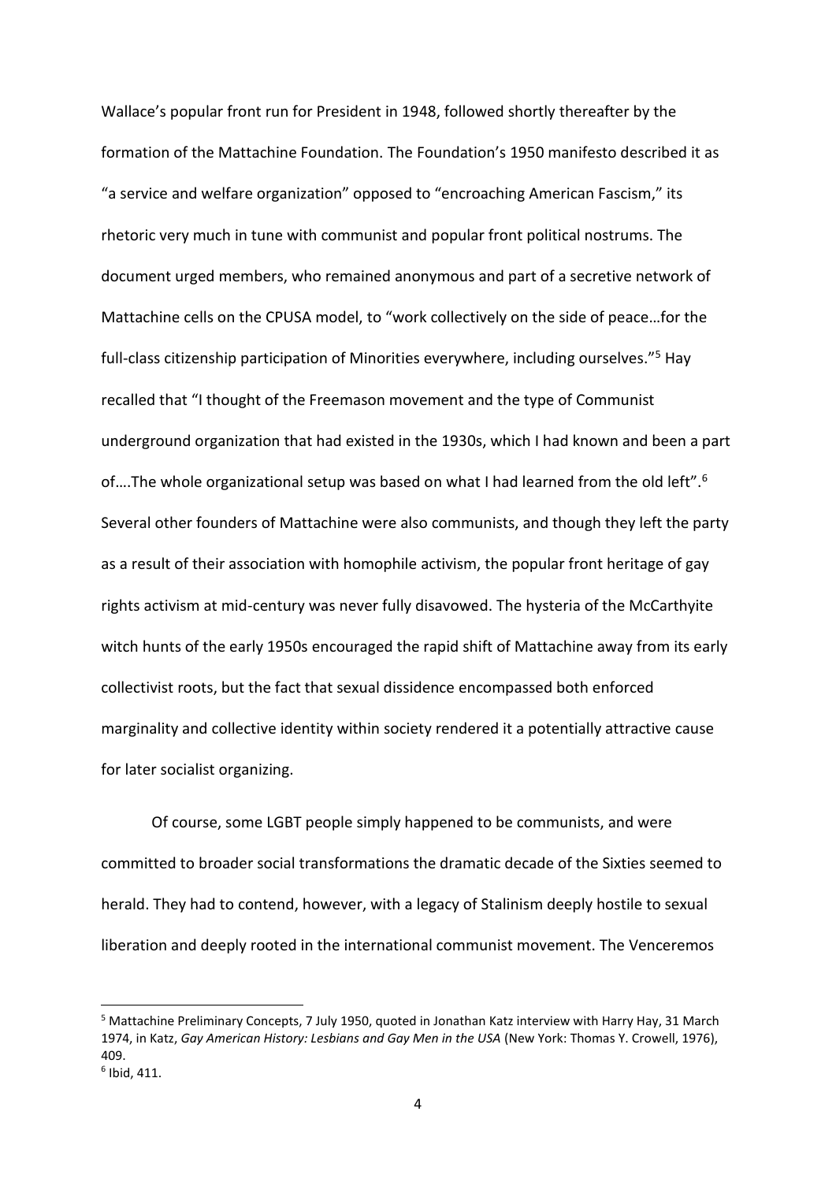Wallace's popular front run for President in 1948, followed shortly thereafter by the formation of the Mattachine Foundation. The Foundation's 1950 manifesto described it as "a service and welfare organization" opposed to "encroaching American Fascism," its rhetoric very much in tune with communist and popular front political nostrums. The document urged members, who remained anonymous and part of a secretive network of Mattachine cells on the CPUSA model, to "work collectively on the side of peace…for the full-class citizenship participation of Minorities everywhere, including ourselves."[5] Hay recalled that "I thought of the Freemason movement and the type of Communist underground organization that had existed in the 1930s, which I had known and been a part of….The whole organizational setup was based on what I had learned from the old left".[6] Several other founders of Mattachine were also communists, and though they left the party as a result of their association with homophile activism, the popular front heritage of gay rights activism at mid-century was never fully disavowed. The hysteria of the McCarthyite witch hunts of the early 1950s encouraged the rapid shift of Mattachine away from its early collectivist roots, but the fact that sexual dissidence encompassed both enforced marginality and collective identity within society rendered it a potentially attractive cause for later socialist organizing.

Of course, some LGBT people simply happened to be communists, and were committed to broader social transformations the dramatic decade of the Sixties seemed to herald. They had to contend, however, with a legacy of Stalinism deeply hostile to sexual liberation and deeply rooted in the international communist movement. The Venceremos

---

[5] Mattachine Preliminary Concepts, 7 July 1950, quoted in Jonathan Katz interview with Harry Hay, 31 March 1974, in Katz, *Gay American History: Lesbians and Gay Men in the USA* (New York: Thomas Y. Crowell, 1976), 409.

[6] Ibid, 411.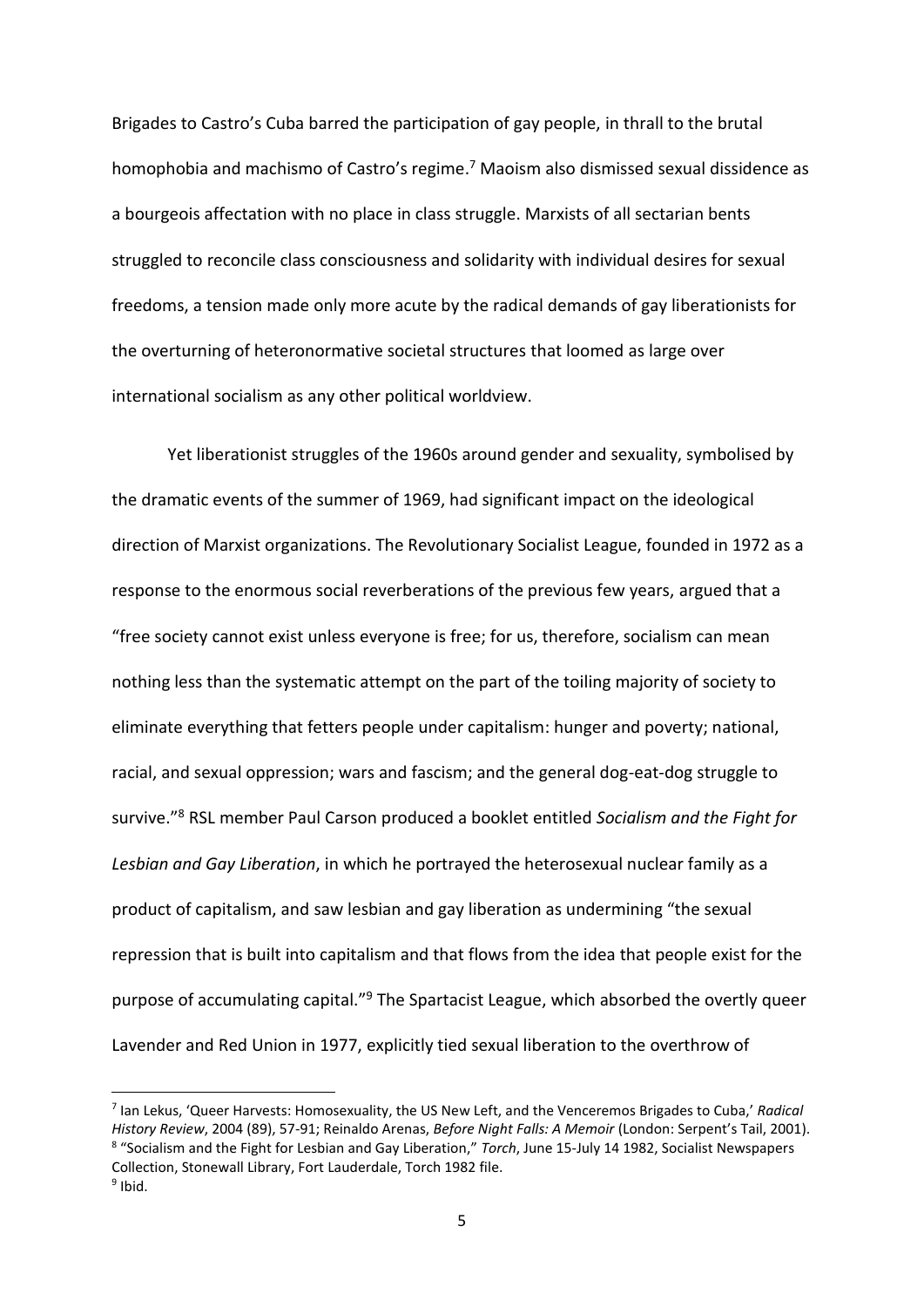Brigades to Castro's Cuba barred the participation of gay people, in thrall to the brutal homophobia and machismo of Castro's regime.[7] Maoism also dismissed sexual dissidence as a bourgeois affectation with no place in class struggle. Marxists of all sectarian bents struggled to reconcile class consciousness and solidarity with individual desires for sexual freedoms, a tension made only more acute by the radical demands of gay liberationists for the overturning of heteronormative societal structures that loomed as large over international socialism as any other political worldview.

Yet liberationist struggles of the 1960s around gender and sexuality, symbolised by the dramatic events of the summer of 1969, had significant impact on the ideological direction of Marxist organizations. The Revolutionary Socialist League, founded in 1972 as a response to the enormous social reverberations of the previous few years, argued that a "free society cannot exist unless everyone is free; for us, therefore, socialism can mean nothing less than the systematic attempt on the part of the toiling majority of society to eliminate everything that fetters people under capitalism: hunger and poverty; national, racial, and sexual oppression; wars and fascism; and the general dog-eat-dog struggle to survive."[8] RSL member Paul Carson produced a booklet entitled *Socialism and the Fight for Lesbian and Gay Liberation*, in which he portrayed the heterosexual nuclear family as a product of capitalism, and saw lesbian and gay liberation as undermining "the sexual repression that is built into capitalism and that flows from the idea that people exist for the purpose of accumulating capital."[9] The Spartacist League, which absorbed the overtly queer Lavender and Red Union in 1977, explicitly tied sexual liberation to the overthrow of

---

[7] Ian Lekus, 'Queer Harvests: Homosexuality, the US New Left, and the Venceremos Brigades to Cuba,' *Radical History Review*, 2004 (89), 57-91; Reinaldo Arenas, *Before Night Falls: A Memoir* (London: Serpent's Tail, 2001).

[8] "Socialism and the Fight for Lesbian and Gay Liberation," *Torch*, June 15-July 14 1982, Socialist Newspapers Collection, Stonewall Library, Fort Lauderdale, Torch 1982 file.

[9] Ibid.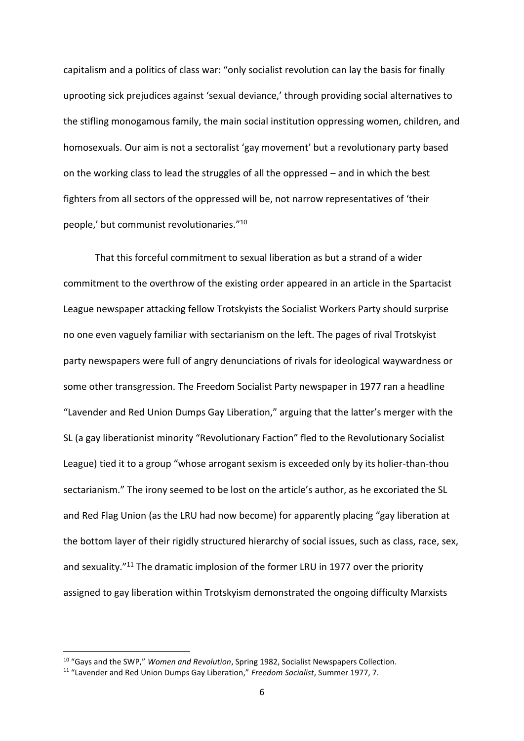capitalism and a politics of class war: "only socialist revolution can lay the basis for finally uprooting sick prejudices against 'sexual deviance,' through providing social alternatives to the stifling monogamous family, the main social institution oppressing women, children, and homosexuals. Our aim is not a sectoralist 'gay movement' but a revolutionary party based on the working class to lead the struggles of all the oppressed – and in which the best fighters from all sectors of the oppressed will be, not narrow representatives of 'their people,' but communist revolutionaries."[10]

That this forceful commitment to sexual liberation as but a strand of a wider commitment to the overthrow of the existing order appeared in an article in the Spartacist League newspaper attacking fellow Trotskyists the Socialist Workers Party should surprise no one even vaguely familiar with sectarianism on the left. The pages of rival Trotskyist party newspapers were full of angry denunciations of rivals for ideological waywardness or some other transgression. The Freedom Socialist Party newspaper in 1977 ran a headline "Lavender and Red Union Dumps Gay Liberation," arguing that the latter's merger with the SL (a gay liberationist minority "Revolutionary Faction" fled to the Revolutionary Socialist League) tied it to a group "whose arrogant sexism is exceeded only by its holier-than-thou sectarianism." The irony seemed to be lost on the article's author, as he excoriated the SL and Red Flag Union (as the LRU had now become) for apparently placing "gay liberation at the bottom layer of their rigidly structured hierarchy of social issues, such as class, race, sex, and sexuality."[11] The dramatic implosion of the former LRU in 1977 over the priority assigned to gay liberation within Trotskyism demonstrated the ongoing difficulty Marxists

[10] "Gays and the SWP," *Women and Revolution*, Spring 1982, Socialist Newspapers Collection.

[11] "Lavender and Red Union Dumps Gay Liberation," *Freedom Socialist*, Summer 1977, 7.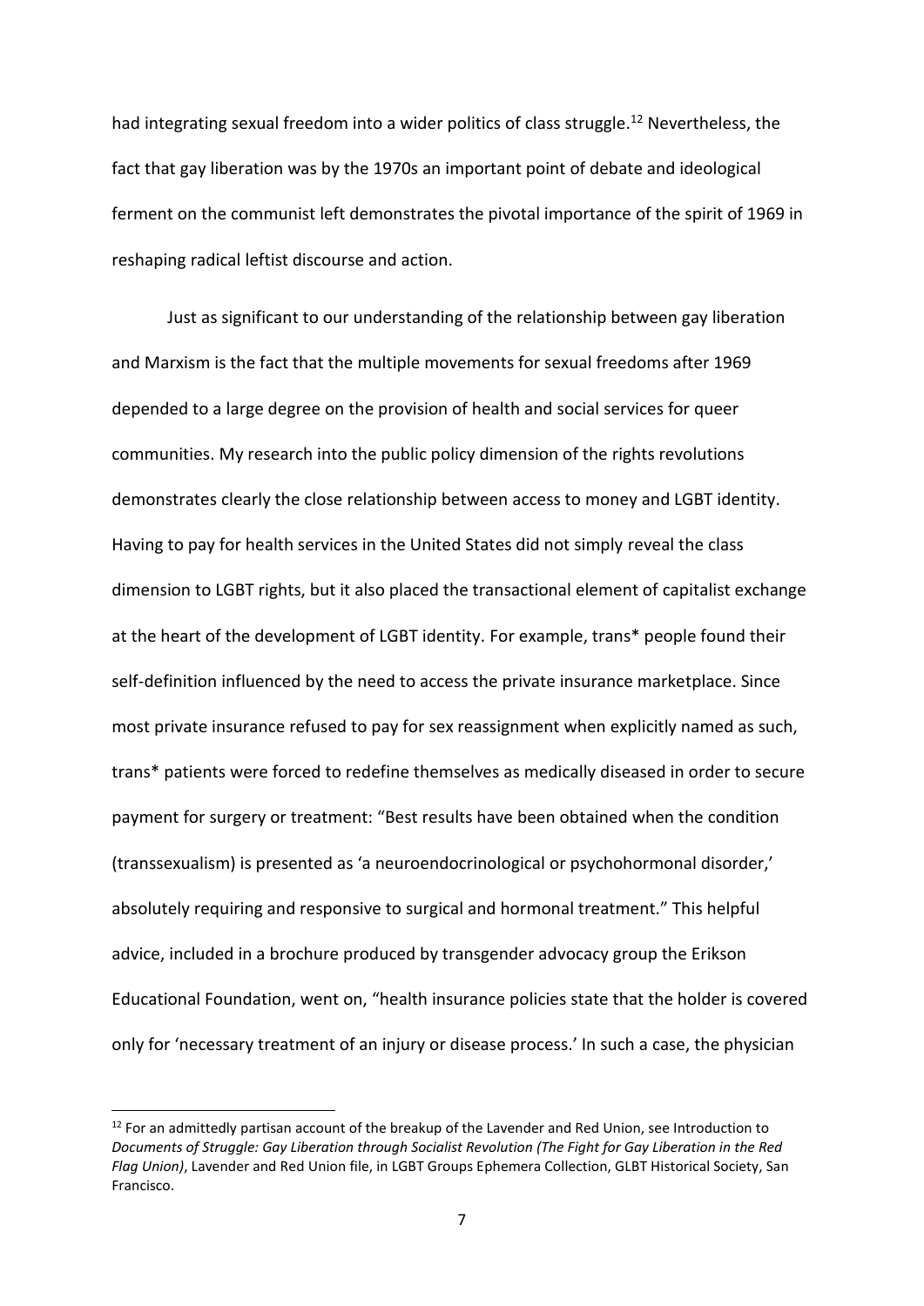had integrating sexual freedom into a wider politics of class struggle.[12] Nevertheless, the fact that gay liberation was by the 1970s an important point of debate and ideological ferment on the communist left demonstrates the pivotal importance of the spirit of 1969 in reshaping radical leftist discourse and action.

Just as significant to our understanding of the relationship between gay liberation and Marxism is the fact that the multiple movements for sexual freedoms after 1969 depended to a large degree on the provision of health and social services for queer communities. My research into the public policy dimension of the rights revolutions demonstrates clearly the close relationship between access to money and LGBT identity. Having to pay for health services in the United States did not simply reveal the class dimension to LGBT rights, but it also placed the transactional element of capitalist exchange at the heart of the development of LGBT identity. For example, trans* people found their self-definition influenced by the need to access the private insurance marketplace. Since most private insurance refused to pay for sex reassignment when explicitly named as such, trans* patients were forced to redefine themselves as medically diseased in order to secure payment for surgery or treatment: "Best results have been obtained when the condition (transsexualism) is presented as 'a neuroendocrinological or psychohormonal disorder,' absolutely requiring and responsive to surgical and hormonal treatment." This helpful advice, included in a brochure produced by transgender advocacy group the Erikson Educational Foundation, went on, "health insurance policies state that the holder is covered only for 'necessary treatment of an injury or disease process.' In such a case, the physician

---

[12] For an admittedly partisan account of the breakup of the Lavender and Red Union, see Introduction to *Documents of Struggle: Gay Liberation through Socialist Revolution (The Fight for Gay Liberation in the Red Flag Union)*, Lavender and Red Union file, in LGBT Groups Ephemera Collection, GLBT Historical Society, San Francisco.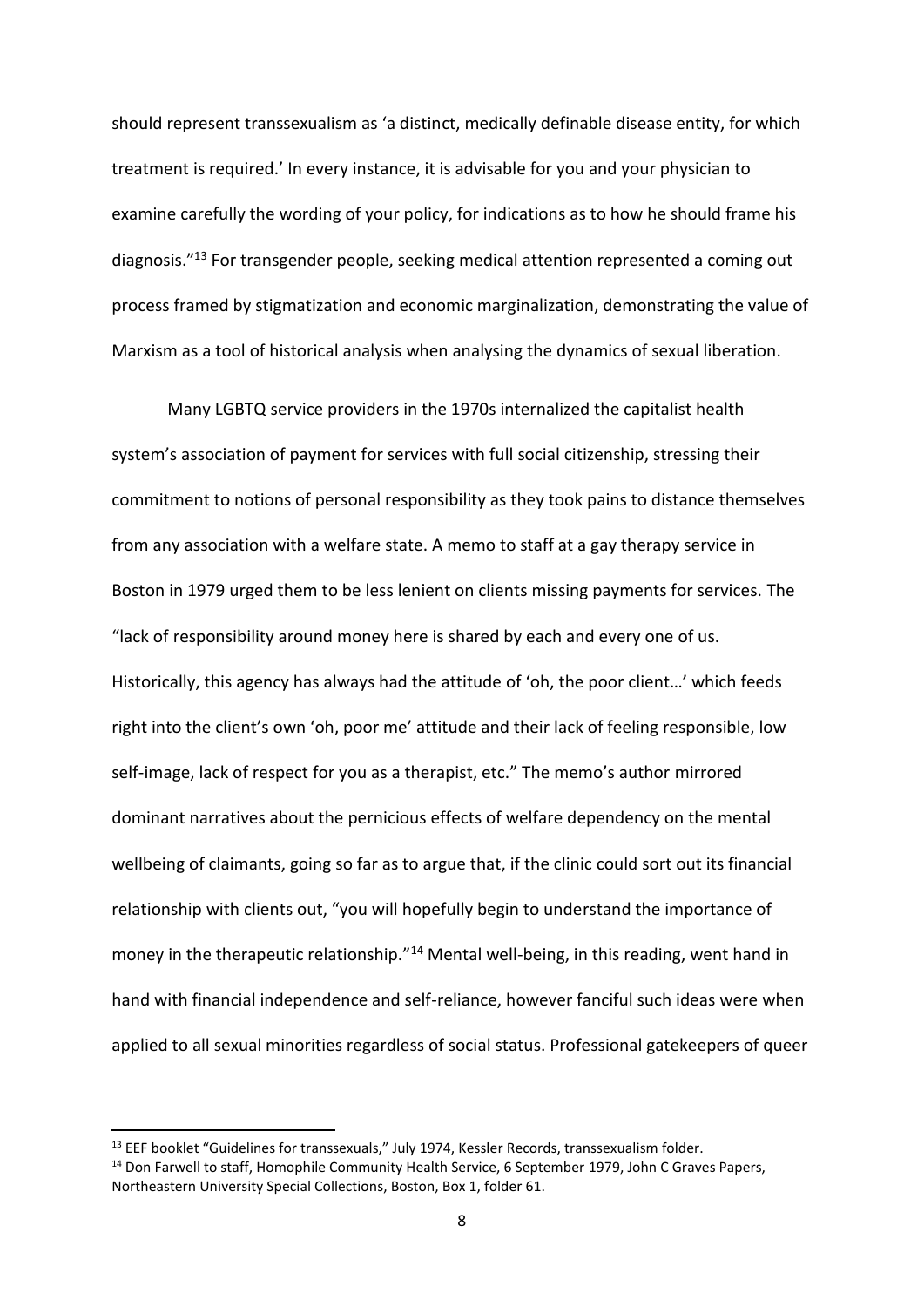should represent transsexualism as 'a distinct, medically definable disease entity, for which treatment is required.' In every instance, it is advisable for you and your physician to examine carefully the wording of your policy, for indications as to how he should frame his diagnosis."[13] For transgender people, seeking medical attention represented a coming out process framed by stigmatization and economic marginalization, demonstrating the value of Marxism as a tool of historical analysis when analysing the dynamics of sexual liberation.

Many LGBTQ service providers in the 1970s internalized the capitalist health system's association of payment for services with full social citizenship, stressing their commitment to notions of personal responsibility as they took pains to distance themselves from any association with a welfare state. A memo to staff at a gay therapy service in Boston in 1979 urged them to be less lenient on clients missing payments for services. The "lack of responsibility around money here is shared by each and every one of us. Historically, this agency has always had the attitude of 'oh, the poor client…' which feeds right into the client's own 'oh, poor me' attitude and their lack of feeling responsible, low self-image, lack of respect for you as a therapist, etc." The memo's author mirrored dominant narratives about the pernicious effects of welfare dependency on the mental wellbeing of claimants, going so far as to argue that, if the clinic could sort out its financial relationship with clients out, "you will hopefully begin to understand the importance of money in the therapeutic relationship."[14] Mental well-being, in this reading, went hand in hand with financial independence and self-reliance, however fanciful such ideas were when applied to all sexual minorities regardless of social status. Professional gatekeepers of queer

[13] EEF booklet "Guidelines for transsexuals," July 1974, Kessler Records, transsexualism folder.

[14] Don Farwell to staff, Homophile Community Health Service, 6 September 1979, John C Graves Papers, Northeastern University Special Collections, Boston, Box 1, folder 61.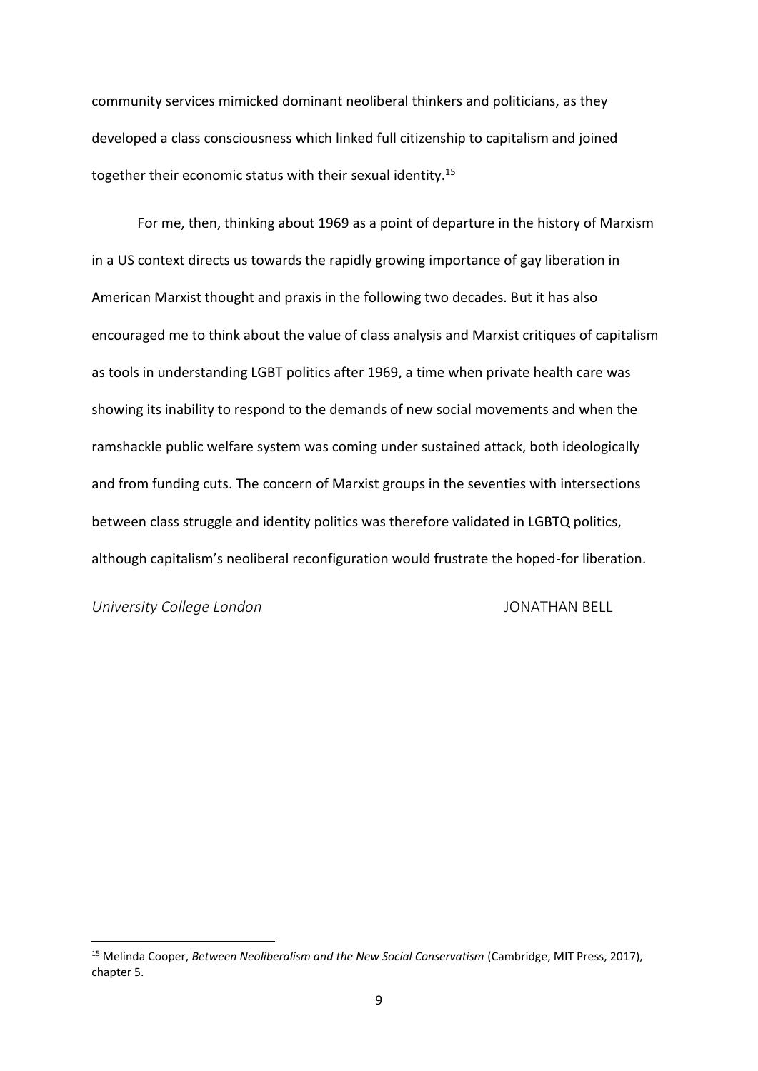community services mimicked dominant neoliberal thinkers and politicians, as they developed a class consciousness which linked full citizenship to capitalism and joined together their economic status with their sexual identity.[15]

For me, then, thinking about 1969 as a point of departure in the history of Marxism in a US context directs us towards the rapidly growing importance of gay liberation in American Marxist thought and praxis in the following two decades. But it has also encouraged me to think about the value of class analysis and Marxist critiques of capitalism as tools in understanding LGBT politics after 1969, a time when private health care was showing its inability to respond to the demands of new social movements and when the ramshackle public welfare system was coming under sustained attack, both ideologically and from funding cuts. The concern of Marxist groups in the seventies with intersections between class struggle and identity politics was therefore validated in LGBTQ politics, although capitalism's neoliberal reconfiguration would frustrate the hoped-for liberation.

*University College London* JONATHAN BELL

[15] Melinda Cooper, *Between Neoliberalism and the New Social Conservatism* (Cambridge, MIT Press, 2017), chapter 5.